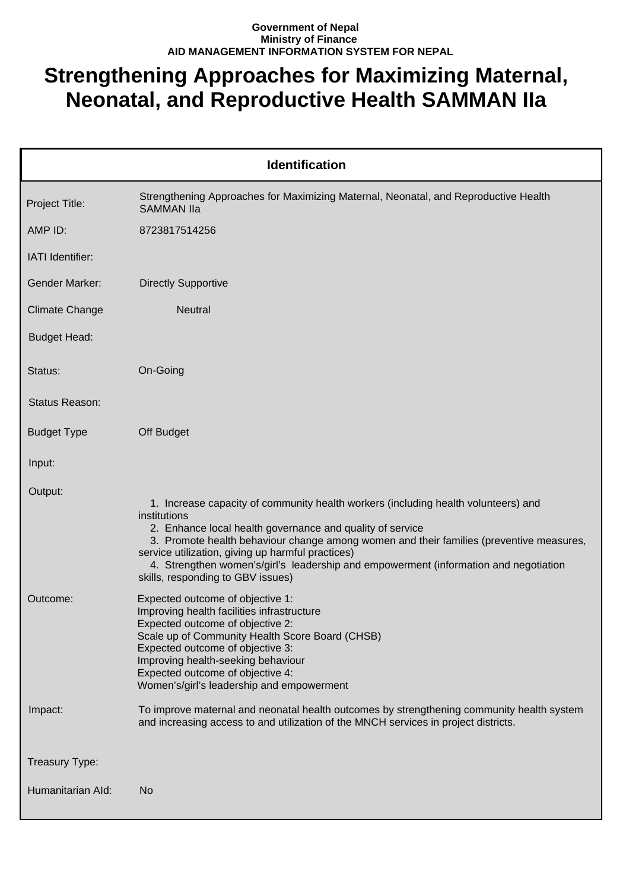**Government of Nepal**
**Ministry of Finance**
**AID MANAGEMENT INFORMATION SYSTEM FOR NEPAL**

# Strengthening Approaches for Maximizing Maternal, Neonatal, and Reproductive Health SAMMAN IIa

| Identification | |
|---|---|
| Project Title: | Strengthening Approaches for Maximizing Maternal, Neonatal, and Reproductive Health SAMMAN IIa |
| AMP ID: | 8723817514256 |
| IATI Identifier: | |
| Gender Marker: | Directly Supportive |
| Climate Change | Neutral |
| Budget Head: | |
| Status: | On-Going |
| Status Reason: | |
| Budget Type | Off Budget |
| Input: | |
| Output: | 1. Increase capacity of community health workers (including health volunteers) and institutions<br>2. Enhance local health governance and quality of service<br>3. Promote health behaviour change among women and their families (preventive measures, service utilization, giving up harmful practices)<br>4. Strengthen women's/girl's leadership and empowerment (information and negotiation skills, responding to GBV issues) |
| Outcome: | Expected outcome of objective 1:<br>Improving health facilities infrastructure<br>Expected outcome of objective 2:<br>Scale up of Community Health Score Board (CHSB)<br>Expected outcome of objective 3:<br>Improving health-seeking behaviour<br>Expected outcome of objective 4:<br>Women's/girl's leadership and empowerment |
| Impact: | To improve maternal and neonatal health outcomes by strengthening community health system and increasing access to and utilization of the MNCH services in project districts. |
| Treasury Type: | |
| Humanitarian AId: | No |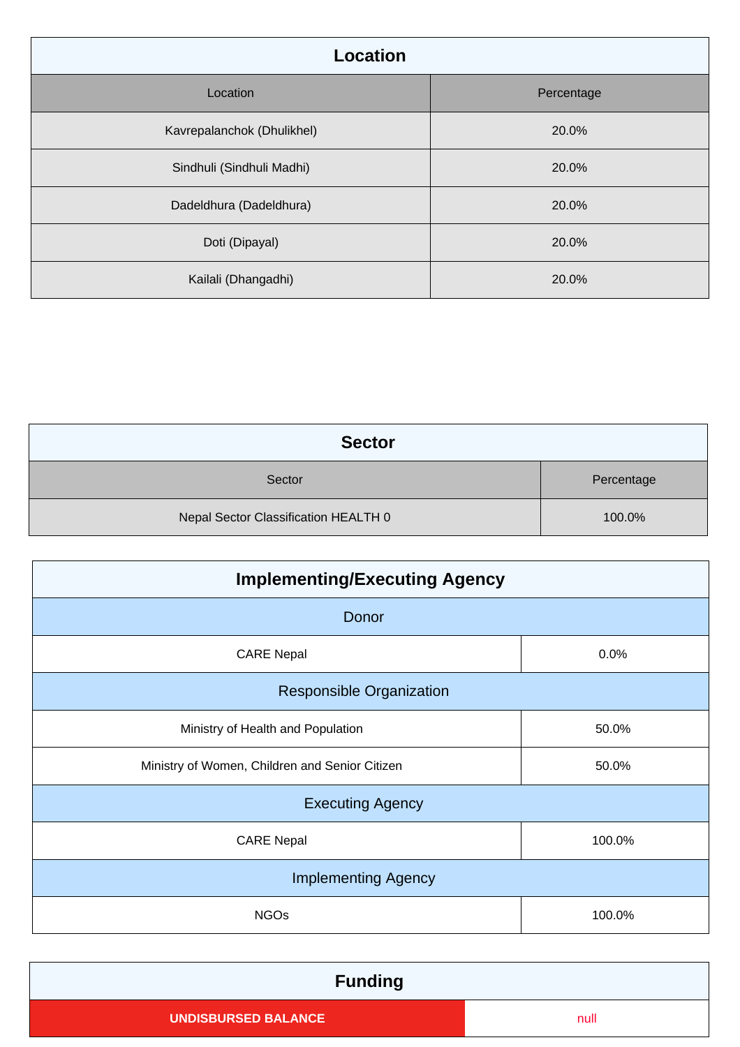## Location

| Location | Percentage |
| --- | --- |
| Kavrepalanchok (Dhulikhel) | 20.0% |
| Sindhuli (Sindhuli Madhi) | 20.0% |
| Dadeldhura (Dadeldhura) | 20.0% |
| Doti (Dipayal) | 20.0% |
| Kailali (Dhangadhi) | 20.0% |

## Sector

| Sector | Percentage |
| --- | --- |
| Nepal Sector Classification HEALTH 0 | 100.0% |

## Implementing/Executing Agency

| Donor | |
| --- | --- |
| CARE Nepal | 0.0% |
| **Responsible Organization** | |
| Ministry of Health and Population | 50.0% |
| Ministry of Women, Children and Senior Citizen | 50.0% |
| **Executing Agency** | |
| CARE Nepal | 100.0% |
| **Implementing Agency** | |
| NGOs | 100.0% |

## Funding

| UNDISBURSED BALANCE | null |
| --- | --- |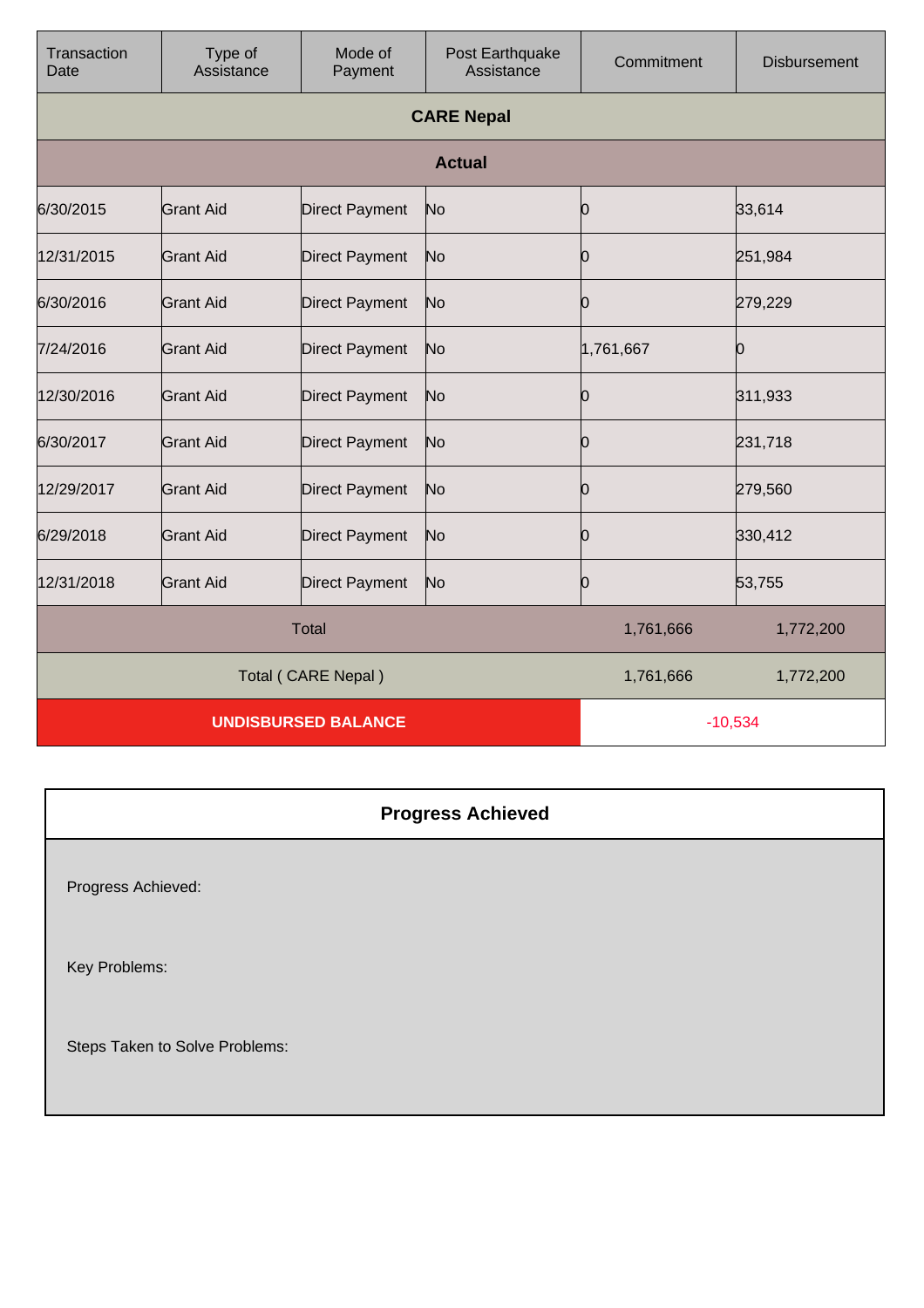| Transaction Date | Type of Assistance | Mode of Payment | Post Earthquake Assistance | Commitment | Disbursement |
|---|---|---|---|---|---|
| **CARE Nepal** | | | | | |
| **Actual** | | | | | |
| 6/30/2015 | Grant Aid | Direct Payment | No | 0 | 33,614 |
| 12/31/2015 | Grant Aid | Direct Payment | No | 0 | 251,984 |
| 6/30/2016 | Grant Aid | Direct Payment | No | 0 | 279,229 |
| 7/24/2016 | Grant Aid | Direct Payment | No | 1,761,667 | 0 |
| 12/30/2016 | Grant Aid | Direct Payment | No | 0 | 311,933 |
| 6/30/2017 | Grant Aid | Direct Payment | No | 0 | 231,718 |
| 12/29/2017 | Grant Aid | Direct Payment | No | 0 | 279,560 |
| 6/29/2018 | Grant Aid | Direct Payment | No | 0 | 330,412 |
| 12/31/2018 | Grant Aid | Direct Payment | No | 0 | 53,755 |
| Total | | | | 1,761,666 | 1,772,200 |
| Total ( CARE Nepal ) | | | | 1,761,666 | 1,772,200 |
| **UNDISBURSED BALANCE** | | | | -10,534 | |

| **Progress Achieved** |
|---|
| Progress Achieved:<br><br>Key Problems:<br><br>Steps Taken to Solve Problems: |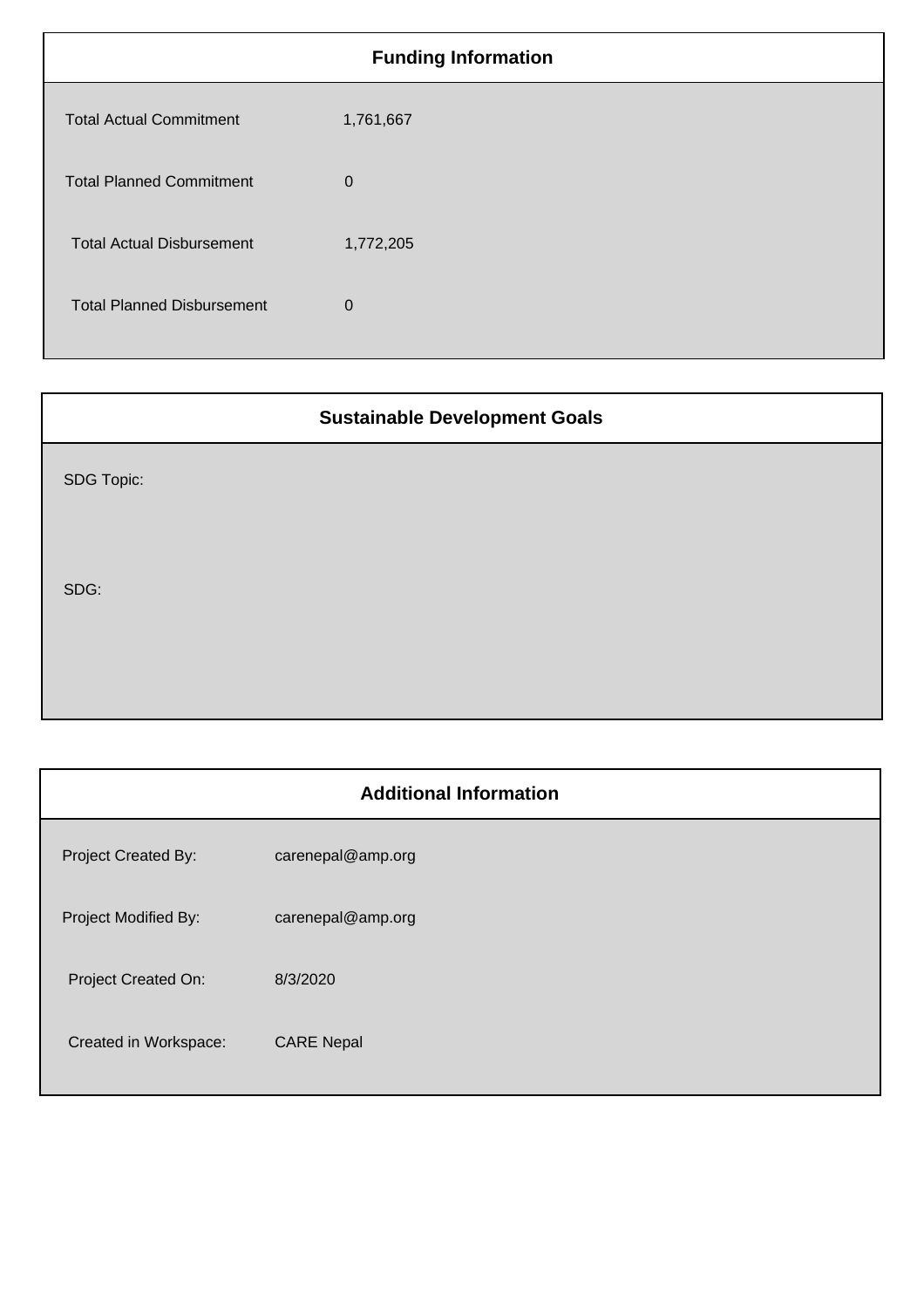## Funding Information

| | |
|---|---|
| Total Actual Commitment | 1,761,667 |
| Total Planned Commitment | 0 |
| Total Actual Disbursement | 1,772,205 |
| Total Planned Disbursement | 0 |

## Sustainable Development Goals

SDG Topic:

SDG:

## Additional Information

| | |
|---|---|
| Project Created By: | carenepal@amp.org |
| Project Modified By: | carenepal@amp.org |
| Project Created On: | 8/3/2020 |
| Created in Workspace: | CARE Nepal |